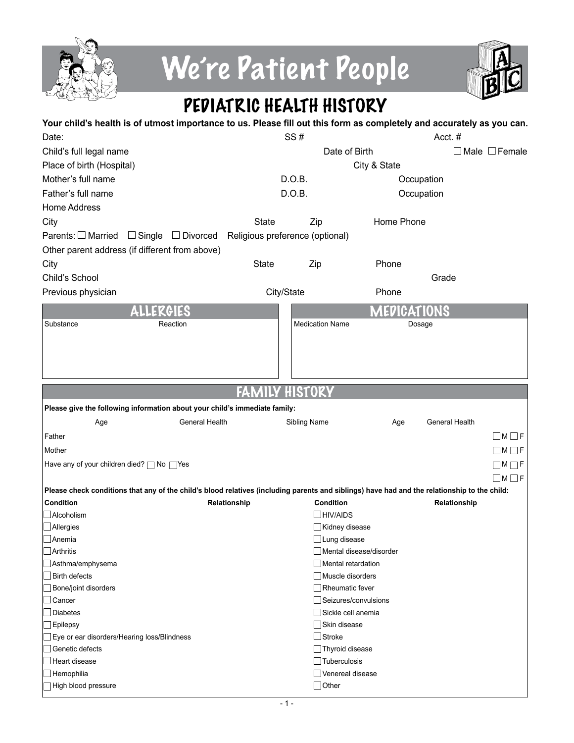# We're Patient People

## PEDIATRIC HEALTH HISTORY

**Your child's health is of utmost importance to us. Please fill out this form as completely and accurately as you can.**

Date: SS # Acct. #

Child's full legal name Date of Birth ☐ Male ☐ Female

Place of birth (Hospital) City & State

Mother's full name D.O.B. Occupation

Father's full name D.O.B. Occupation

Home Address

City State Zip Home Phone

Parents: ☐ Married ☐ Single ☐ Divorced Religious preference (optional)

Other parent address (if different from above)

City State Zip Phone

Child's School Grade

Previous physician City/State Phone

## ALLERGIES

| Substance | Reaction |
|---|---|
| | |

## MEDICATIONS

| Medication Name | Dosage |
|---|---|
| | |

## FAMILY HISTORY

**Please give the following information about your child's immediate family:**

| | Age | General Health | Sibling Name | Age | General Health | |
|---|---|---|---|---|---|---|
| Father | | | | | | ☐M ☐F |
| Mother | | | | | | ☐M ☐F |
| Have any of your children died? ☐ No ☐Yes | | | | | | ☐M ☐F |
| | | | | | | ☐M ☐F |

**Please check conditions that any of the child's blood relatives (including parents and siblings) have had and the relationship to the child:**

| Condition | Relationship | Condition | Relationship |
|---|---|---|---|
| ☐ Alcoholism | | ☐ HIV/AIDS | |
| ☐ Allergies | | ☐ Kidney disease | |
| ☐ Anemia | | ☐ Lung disease | |
| ☐ Arthritis | | ☐ Mental disease/disorder | |
| ☐ Asthma/emphysema | | ☐ Mental retardation | |
| ☐ Birth defects | | ☐ Muscle disorders | |
| ☐ Bone/joint disorders | | ☐ Rheumatic fever | |
| ☐ Cancer | | ☐ Seizures/convulsions | |
| ☐ Diabetes | | ☐ Sickle cell anemia | |
| ☐ Epilepsy | | ☐ Skin disease | |
| ☐ Eye or ear disorders/Hearing loss/Blindness | | ☐ Stroke | |
| ☐ Genetic defects | | ☐ Thyroid disease | |
| ☐ Heart disease | | ☐ Tuberculosis | |
| ☐ Hemophilia | | ☐ Venereal disease | |
| ☐ High blood pressure | | ☐ Other | |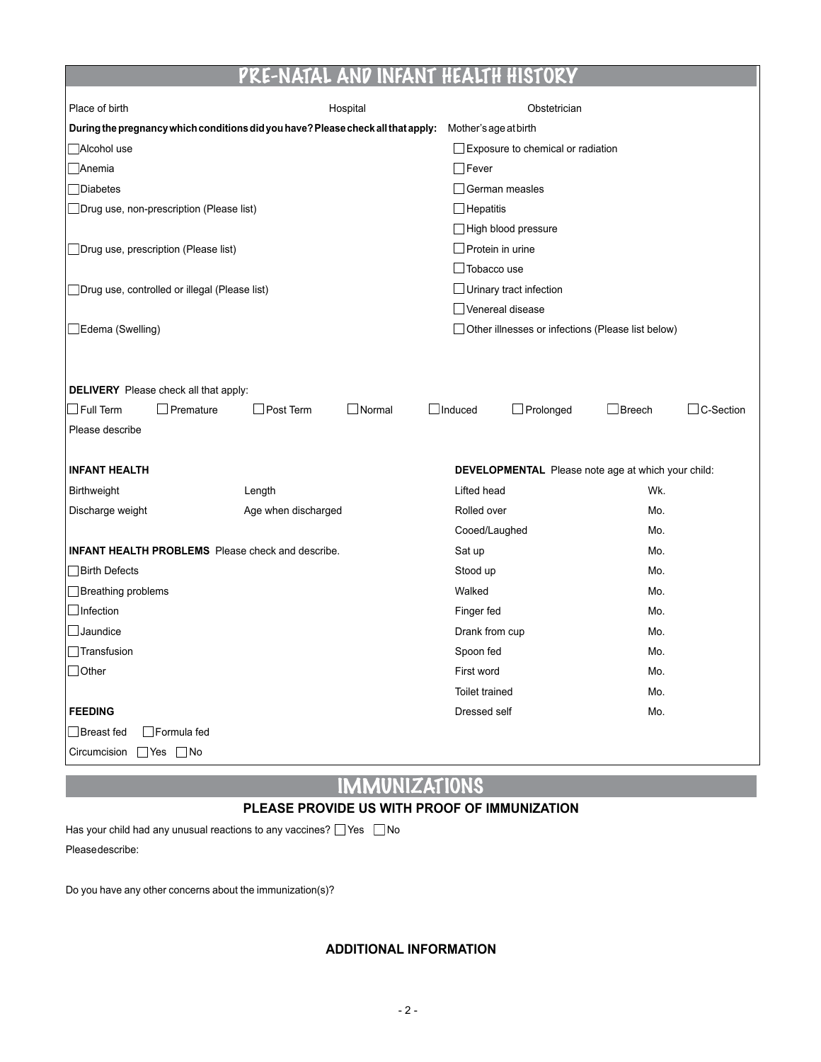## PRE-NATAL AND INFANT HEALTH HISTORY

Place of birth Hospital Obstetrician

**During the pregnancy which conditions did you have? Please check all that apply:** Mother's age at birth

- ☐ Alcohol use
- ☐ Anemia
- ☐ Diabetes
- ☐ Drug use, non-prescription (Please list)
- ☐ Drug use, prescription (Please list)
- ☐ Drug use, controlled or illegal (Please list)
- ☐ Edema (Swelling)
- ☐ Exposure to chemical or radiation
- ☐ Fever
- ☐ German measles
- ☐ Hepatitis
- ☐ High blood pressure
- ☐ Protein in urine
- ☐ Tobacco use
- ☐ Urinary tract infection
- ☐ Venereal disease
- ☐ Other illnesses or infections (Please list below)

**DELIVERY** Please check all that apply:

☐ Full Term ☐ Premature ☐ Post Term ☐ Normal ☐ Induced ☐ Prolonged ☐ Breech ☐ C-Section

Please describe

**INFANT HEALTH**

Birthweight Length

Discharge weight Age when discharged

**INFANT HEALTH PROBLEMS** Please check and describe.

- ☐ Birth Defects
- ☐ Breathing problems
- ☐ Infection
- ☐ Jaundice
- ☐ Transfusion
- ☐ Other

**FEEDING**

☐ Breast fed ☐ Formula fed

Circumcision ☐ Yes ☐ No

**DEVELOPMENTAL** Please note age at which your child:

| | |
|---|---|
| Lifted head | Wk. |
| Rolled over | Mo. |
| Cooed/Laughed | Mo. |
| Sat up | Mo. |
| Stood up | Mo. |
| Walked | Mo. |
| Finger fed | Mo. |
| Drank from cup | Mo. |
| Spoon fed | Mo. |
| First word | Mo. |
| Toilet trained | Mo. |
| Dressed self | Mo. |

## IMMUNIZATIONS

### PLEASE PROVIDE US WITH PROOF OF IMMUNIZATION

Has your child had any unusual reactions to any vaccines? ☐ Yes ☐ No

Please describe:

Do you have any other concerns about the immunization(s)?

### ADDITIONAL INFORMATION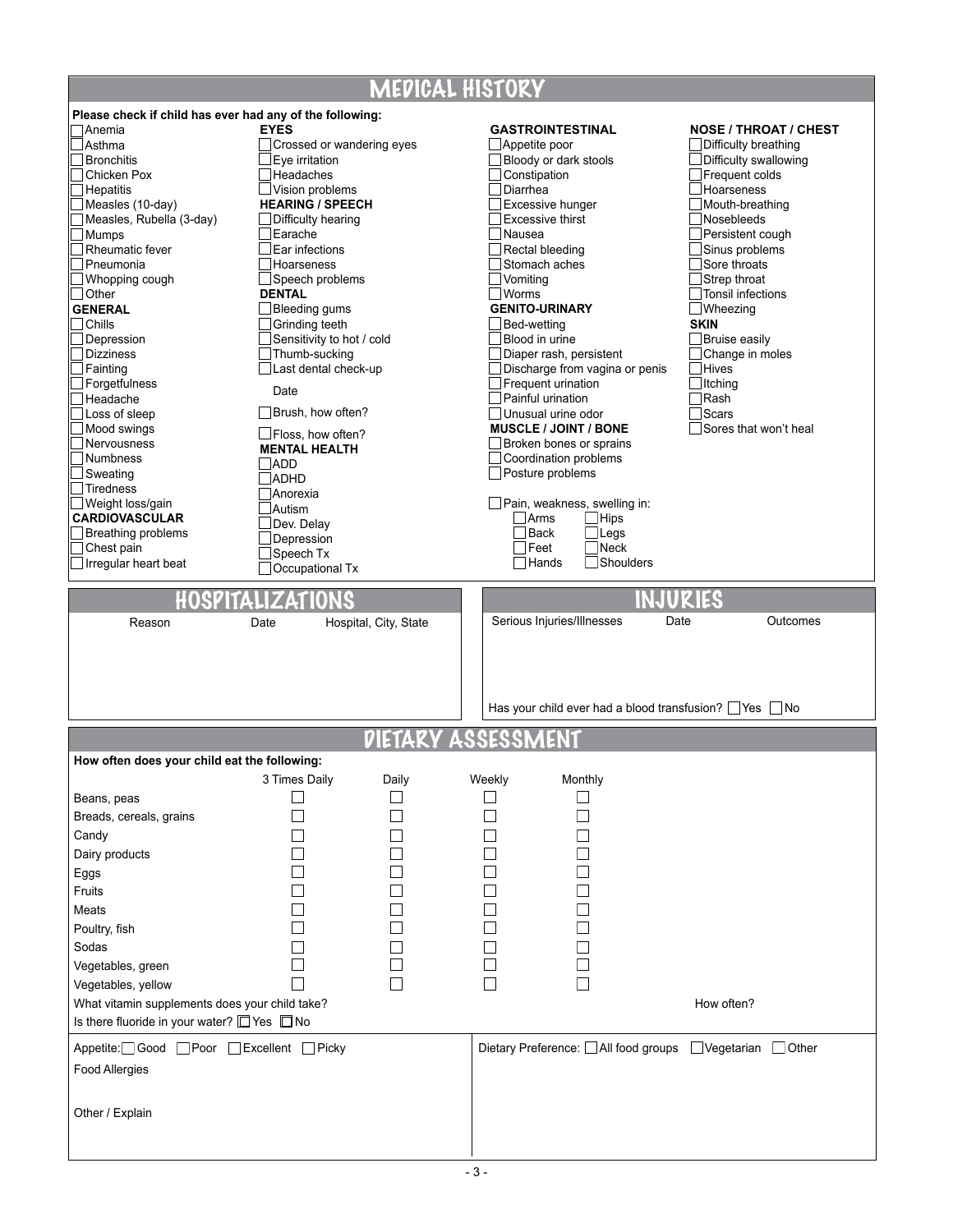# MEDICAL HISTORY

**Please check if child has ever had any of the following:**

- ☐ Anemia
- ☐ Asthma
- ☐ Bronchitis
- ☐ Chicken Pox
- ☐ Hepatitis
- ☐ Measles (10-day)
- ☐ Measles, Rubella (3-day)
- ☐ Mumps
- ☐ Rheumatic fever
- ☐ Pneumonia
- ☐ Whooping cough
- ☐ Other

**GENERAL**

- ☐ Chills
- ☐ Depression
- ☐ Dizziness
- ☐ Fainting
- ☐ Forgetfulness
- ☐ Headache
- ☐ Loss of sleep
- ☐ Mood swings
- ☐ Nervousness
- ☐ Numbness
- ☐ Sweating
- ☐ Tiredness
- ☐ Weight loss/gain

**CARDIOVASCULAR**

- ☐ Breathing problems
- ☐ Chest pain
- ☐ Irregular heart beat

**EYES**

- ☐ Crossed or wandering eyes
- ☐ Eye irritation
- ☐ Headaches
- ☐ Vision problems

**HEARING / SPEECH**

- ☐ Difficulty hearing
- ☐ Earache
- ☐ Ear infections
- ☐ Hoarseness
- ☐ Speech problems

**DENTAL**

- ☐ Bleeding gums
- ☐ Grinding teeth
- ☐ Sensitivity to hot / cold
- ☐ Thumb-sucking
- ☐ Last dental check-up

  Date

- ☐ Brush, how often?
- ☐ Floss, how often?

**MENTAL HEALTH**

- ☐ ADD
- ☐ ADHD
- ☐ Anorexia
- ☐ Autism
- ☐ Dev. Delay
- ☐ Depression
- ☐ Speech Tx
- ☐ Occupational Tx

**GASTROINTESTINAL**

- ☐ Appetite poor
- ☐ Bloody or dark stools
- ☐ Constipation
- ☐ Diarrhea
- ☐ Excessive hunger
- ☐ Excessive thirst
- ☐ Nausea
- ☐ Rectal bleeding
- ☐ Stomach aches
- ☐ Vomiting
- ☐ Worms

**GENITO-URINARY**

- ☐ Bed-wetting
- ☐ Blood in urine
- ☐ Diaper rash, persistent
- ☐ Discharge from vagina or penis
- ☐ Frequent urination
- ☐ Painful urination
- ☐ Unusual urine odor

**MUSCLE / JOINT / BONE**

- ☐ Broken bones or sprains
- ☐ Coordination problems
- ☐ Posture problems
- ☐ Pain, weakness, swelling in:
  - ☐ Arms ☐ Hips
  - ☐ Back ☐ Legs
  - ☐ Feet ☐ Neck
  - ☐ Hands ☐ Shoulders

**NOSE / THROAT / CHEST**

- ☐ Difficulty breathing
- ☐ Difficulty swallowing
- ☐ Frequent colds
- ☐ Hoarseness
- ☐ Mouth-breathing
- ☐ Nosebleeds
- ☐ Persistent cough
- ☐ Sinus problems
- ☐ Sore throats
- ☐ Strep throat
- ☐ Tonsil infections
- ☐ Wheezing

**SKIN**

- ☐ Bruise easily
- ☐ Change in moles
- ☐ Hives
- ☐ Itching
- ☐ Rash
- ☐ Scars
- ☐ Sores that won't heal

# HOSPITALIZATIONS

| Reason | Date | Hospital, City, State |
|---|---|---|
| | | |

# INJURIES

| Serious Injuries/Illnesses | Date | Outcomes |
|---|---|---|
| | | |

Has your child ever had a blood transfusion? ☐ Yes ☐ No

# DIETARY ASSESSMENT

**How often does your child eat the following:**

| | 3 Times Daily | Daily | Weekly | Monthly |
|---|---|---|---|---|
| Beans, peas | ☐ | ☐ | ☐ | ☐ |
| Breads, cereals, grains | ☐ | ☐ | ☐ | ☐ |
| Candy | ☐ | ☐ | ☐ | ☐ |
| Dairy products | ☐ | ☐ | ☐ | ☐ |
| Eggs | ☐ | ☐ | ☐ | ☐ |
| Fruits | ☐ | ☐ | ☐ | ☐ |
| Meats | ☐ | ☐ | ☐ | ☐ |
| Poultry, fish | ☐ | ☐ | ☐ | ☐ |
| Sodas | ☐ | ☐ | ☐ | ☐ |
| Vegetables, green | ☐ | ☐ | ☐ | ☐ |
| Vegetables, yellow | ☐ | ☐ | ☐ | ☐ |

What vitamin supplements does your child take? How often?

Is there fluoride in your water? ☐ Yes ☐ No

Appetite: ☐ Good ☐ Poor ☐ Excellent ☐ Picky

Dietary Preference: ☐ All food groups ☐ Vegetarian ☐ Other

Food Allergies

Other / Explain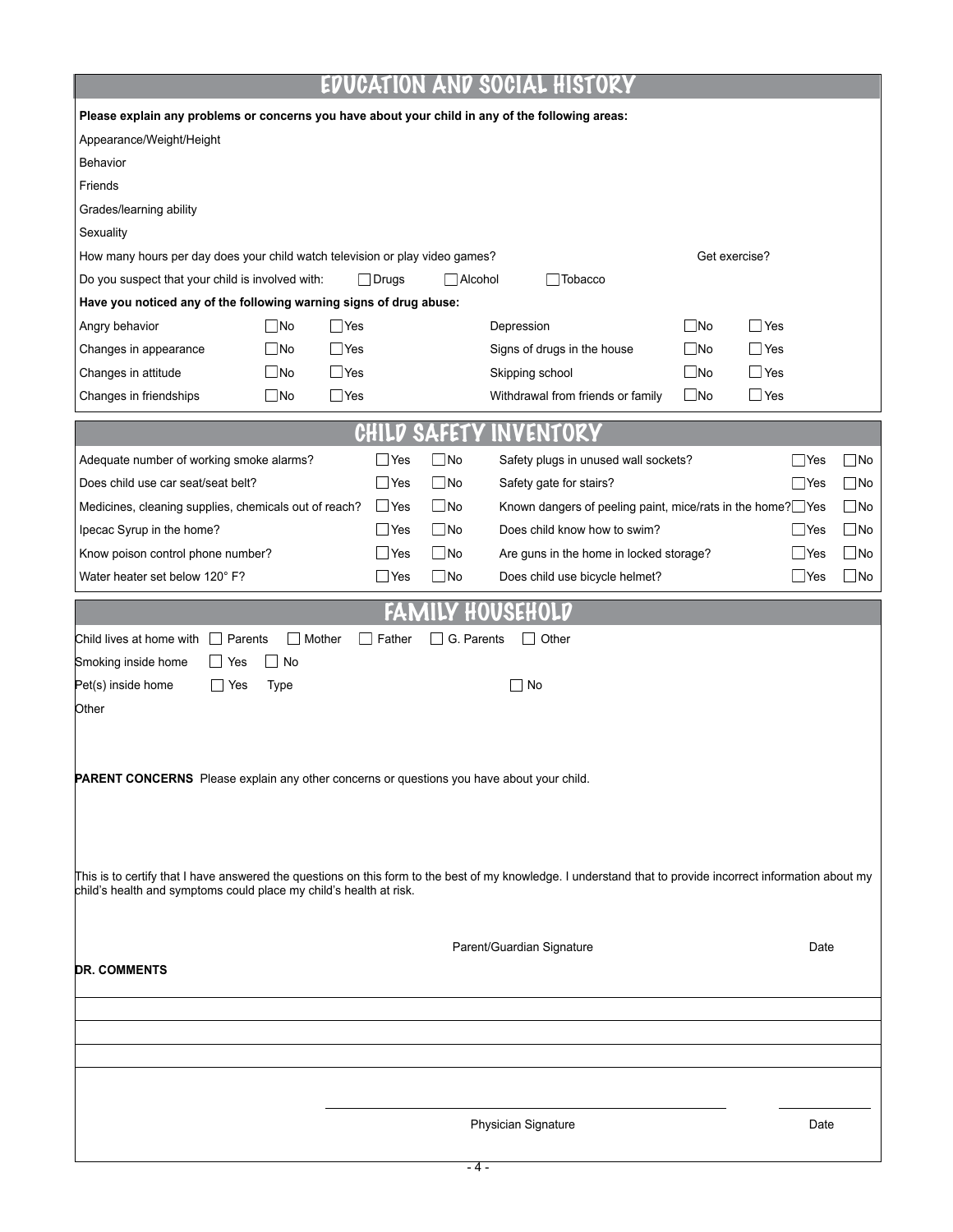## EDUCATION AND SOCIAL HISTORY

**Please explain any problems or concerns you have about your child in any of the following areas:**

Appearance/Weight/Height

Behavior

Friends

Grades/learning ability

Sexuality

How many hours per day does your child watch television or play video games? Get exercise?

Do you suspect that your child is involved with: ☐ Drugs ☐ Alcohol ☐ Tobacco

**Have you noticed any of the following warning signs of drug abuse:**

| | | | | | |
|---|---|---|---|---|---|
| Angry behavior | ☐ No | ☐ Yes | Depression | ☐ No | ☐ Yes |
| Changes in appearance | ☐ No | ☐ Yes | Signs of drugs in the house | ☐ No | ☐ Yes |
| Changes in attitude | ☐ No | ☐ Yes | Skipping school | ☐ No | ☐ Yes |
| Changes in friendships | ☐ No | ☐ Yes | Withdrawal from friends or family | ☐ No | ☐ Yes |

## CHILD SAFETY INVENTORY

| | | | | | |
|---|---|---|---|---|---|
| Adequate number of working smoke alarms? | ☐ Yes | ☐ No | Safety plugs in unused wall sockets? | ☐ Yes | ☐ No |
| Does child use car seat/seat belt? | ☐ Yes | ☐ No | Safety gate for stairs? | ☐ Yes | ☐ No |
| Medicines, cleaning supplies, chemicals out of reach? | ☐ Yes | ☐ No | Known dangers of peeling paint, mice/rats in the home? | ☐ Yes | ☐ No |
| Ipecac Syrup in the home? | ☐ Yes | ☐ No | Does child know how to swim? | ☐ Yes | ☐ No |
| Know poison control phone number? | ☐ Yes | ☐ No | Are guns in the home in locked storage? | ☐ Yes | ☐ No |
| Water heater set below 120° F? | ☐ Yes | ☐ No | Does child use bicycle helmet? | ☐ Yes | ☐ No |

## FAMILY HOUSEHOLD

Child lives at home with ☐ Parents ☐ Mother ☐ Father ☐ G. Parents ☐ Other

Smoking inside home ☐ Yes ☐ No

Pet(s) inside home ☐ Yes Type ☐ No

Other

**PARENT CONCERNS** Please explain any other concerns or questions you have about your child.

This is to certify that I have answered the questions on this form to the best of my knowledge. I understand that to provide incorrect information about my child's health and symptoms could place my child's health at risk.

Parent/Guardian Signature Date

**DR. COMMENTS**

Physician Signature Date